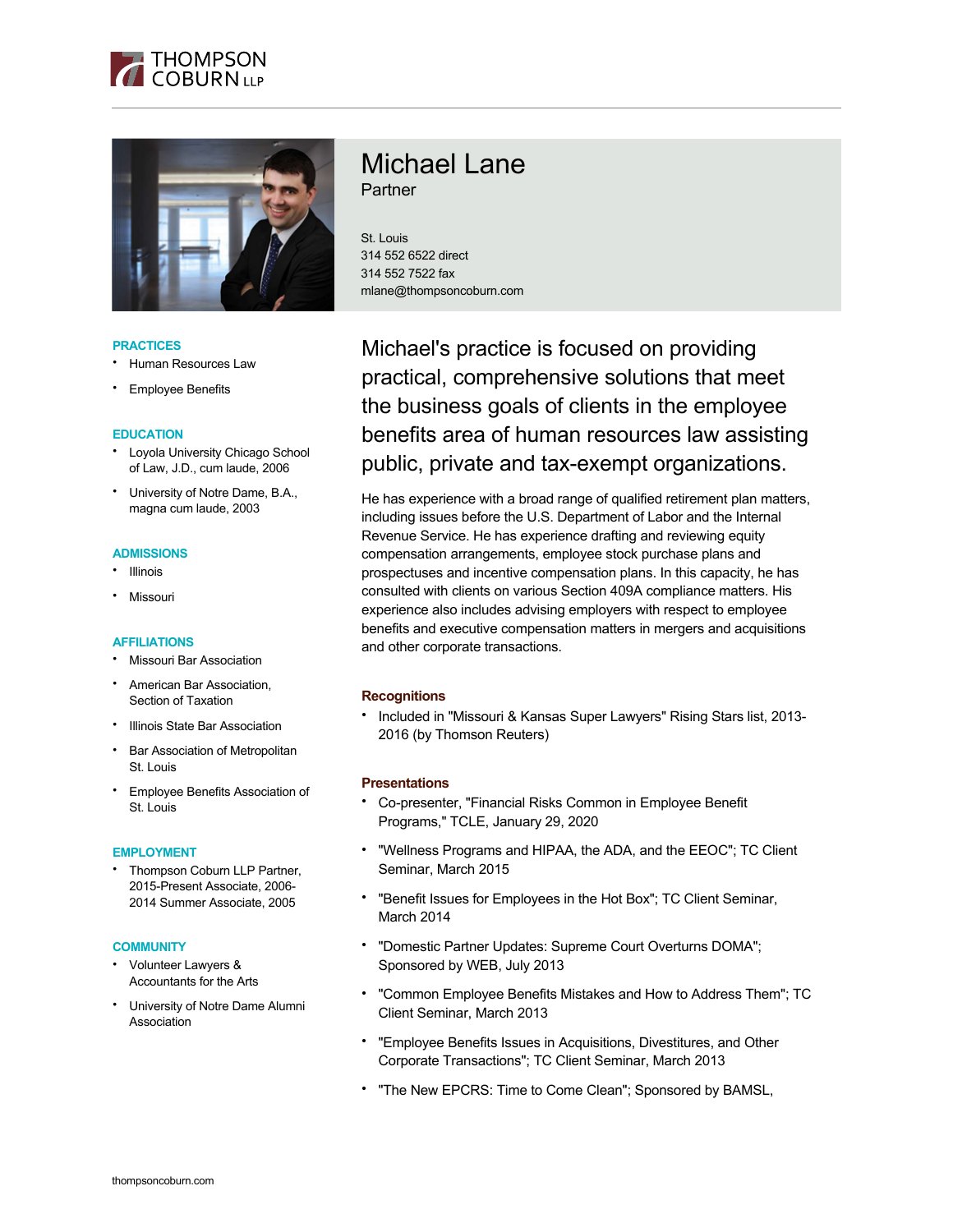# Michael Lane

Partner

St. Louis
314 552 6522 direct
314 552 7522 fax
mlane@thompsoncoburn.com

### PRACTICES

- Human Resources Law
- Employee Benefits

### EDUCATION

- Loyola University Chicago School of Law, J.D., cum laude, 2006
- University of Notre Dame, B.A., magna cum laude, 2003

### ADMISSIONS

- Illinois
- Missouri

### AFFILIATIONS

- Missouri Bar Association
- American Bar Association, Section of Taxation
- Illinois State Bar Association
- Bar Association of Metropolitan St. Louis
- Employee Benefits Association of St. Louis

### EMPLOYMENT

- Thompson Coburn LLP Partner, 2015-Present Associate, 2006-2014 Summer Associate, 2005

### COMMUNITY

- Volunteer Lawyers & Accountants for the Arts
- University of Notre Dame Alumni Association

## Michael's practice is focused on providing practical, comprehensive solutions that meet the business goals of clients in the employee benefits area of human resources law assisting public, private and tax-exempt organizations.

He has experience with a broad range of qualified retirement plan matters, including issues before the U.S. Department of Labor and the Internal Revenue Service. He has experience drafting and reviewing equity compensation arrangements, employee stock purchase plans and prospectuses and incentive compensation plans. In this capacity, he has consulted with clients on various Section 409A compliance matters. His experience also includes advising employers with respect to employee benefits and executive compensation matters in mergers and acquisitions and other corporate transactions.

### Recognitions

- Included in "Missouri & Kansas Super Lawyers" Rising Stars list, 2013-2016 (by Thomson Reuters)

### Presentations

- Co-presenter, "Financial Risks Common in Employee Benefit Programs," TCLE, January 29, 2020
- "Wellness Programs and HIPAA, the ADA, and the EEOC"; TC Client Seminar, March 2015
- "Benefit Issues for Employees in the Hot Box"; TC Client Seminar, March 2014
- "Domestic Partner Updates: Supreme Court Overturns DOMA"; Sponsored by WEB, July 2013
- "Common Employee Benefits Mistakes and How to Address Them"; TC Client Seminar, March 2013
- "Employee Benefits Issues in Acquisitions, Divestitures, and Other Corporate Transactions"; TC Client Seminar, March 2013
- "The New EPCRS: Time to Come Clean"; Sponsored by BAMSL,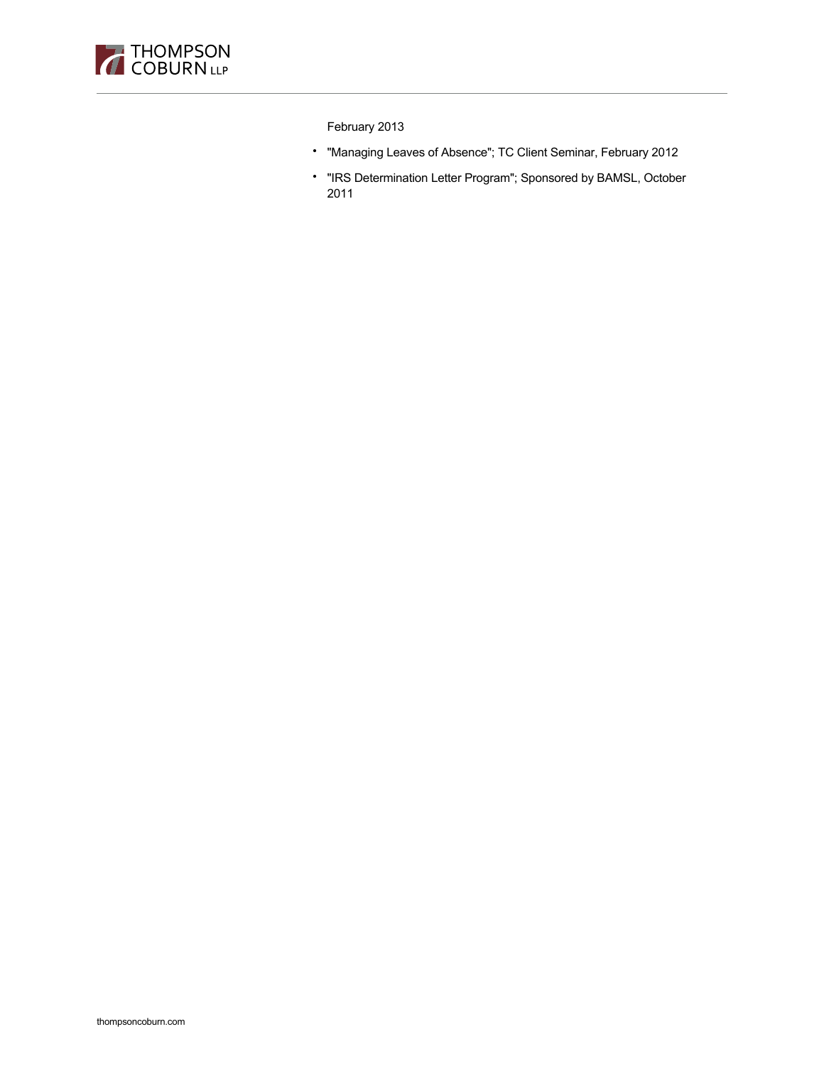February 2013

- "Managing Leaves of Absence"; TC Client Seminar, February 2012
- "IRS Determination Letter Program"; Sponsored by BAMSL, October 2011